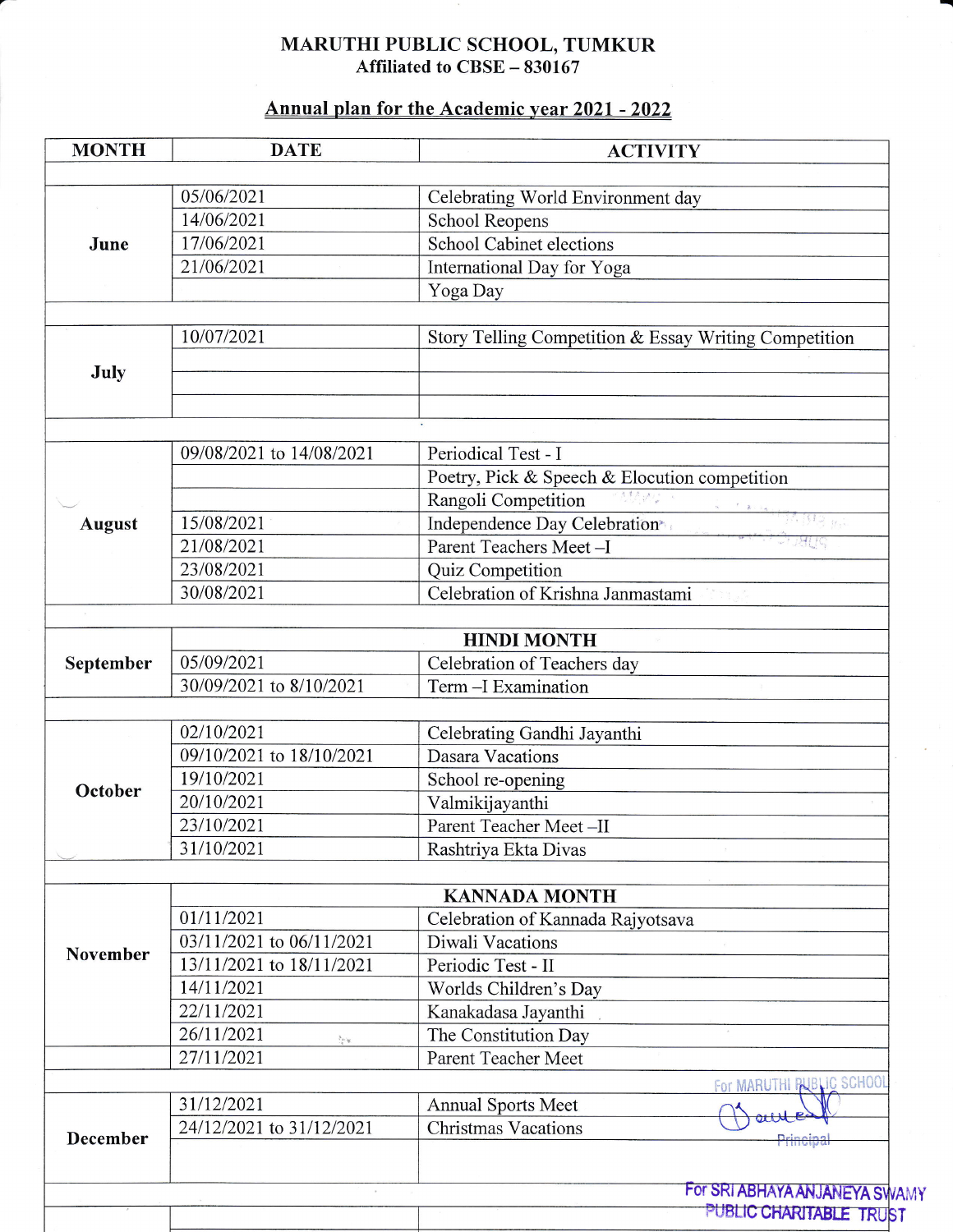# MARUTHI PUBLIC SCHOOL, TUMKUR

**Affiliated to CBSE – 830167**

## Annual plan for the Academic year 2021 - 2022

| MONTH | DATE | ACTIVITY |
|---|---|---|
| June | 05/06/2021 | Celebrating World Environment day |
| | 14/06/2021 | School Reopens |
| | 17/06/2021 | School Cabinet elections |
| | 21/06/2021 | International Day for Yoga |
| | | Yoga Day |
| July | 10/07/2021 | Story Telling Competition & Essay Writing Competition |
| | | |
| | | |
| | | |
| August | 09/08/2021 to 14/08/2021 | Periodical Test - I |
| | | Poetry, Pick & Speech & Elocution competition |
| | | Rangoli Competition |
| | 15/08/2021 | Independence Day Celebration |
| | 21/08/2021 | Parent Teachers Meet –I |
| | 23/08/2021 | Quiz Competition |
| | 30/08/2021 | Celebration of Krishna Janmastami |
| September | **HINDI MONTH** | |
| | 05/09/2021 | Celebration of Teachers day |
| | 30/09/2021 to 8/10/2021 | Term –I Examination |
| October | 02/10/2021 | Celebrating Gandhi Jayanthi |
| | 09/10/2021 to 18/10/2021 | Dasara Vacations |
| | 19/10/2021 | School re-opening |
| | 20/10/2021 | Valmikijayanthi |
| | 23/10/2021 | Parent Teacher Meet –II |
| | 31/10/2021 | Rashtriya Ekta Divas |
| November | **KANNADA MONTH** | |
| | 01/11/2021 | Celebration of Kannada Rajyotsava |
| | 03/11/2021 to 06/11/2021 | Diwali Vacations |
| | 13/11/2021 to 18/11/2021 | Periodic Test - II |
| | 14/11/2021 | Worlds Children's Day |
| | 22/11/2021 | Kanakadasa Jayanthi |
| | 26/11/2021 | The Constitution Day |
| | 27/11/2021 | Parent Teacher Meet |
| December | 31/12/2021 | Annual Sports Meet |
| | 24/12/2021 to 31/12/2021 | Christmas Vacations |
| | | |

For MARUTHI PUBLIC SCHOOL

Principal

For SRI ABHAYA ANJANEYA SWAMY PUBLIC CHARITABLE TRUST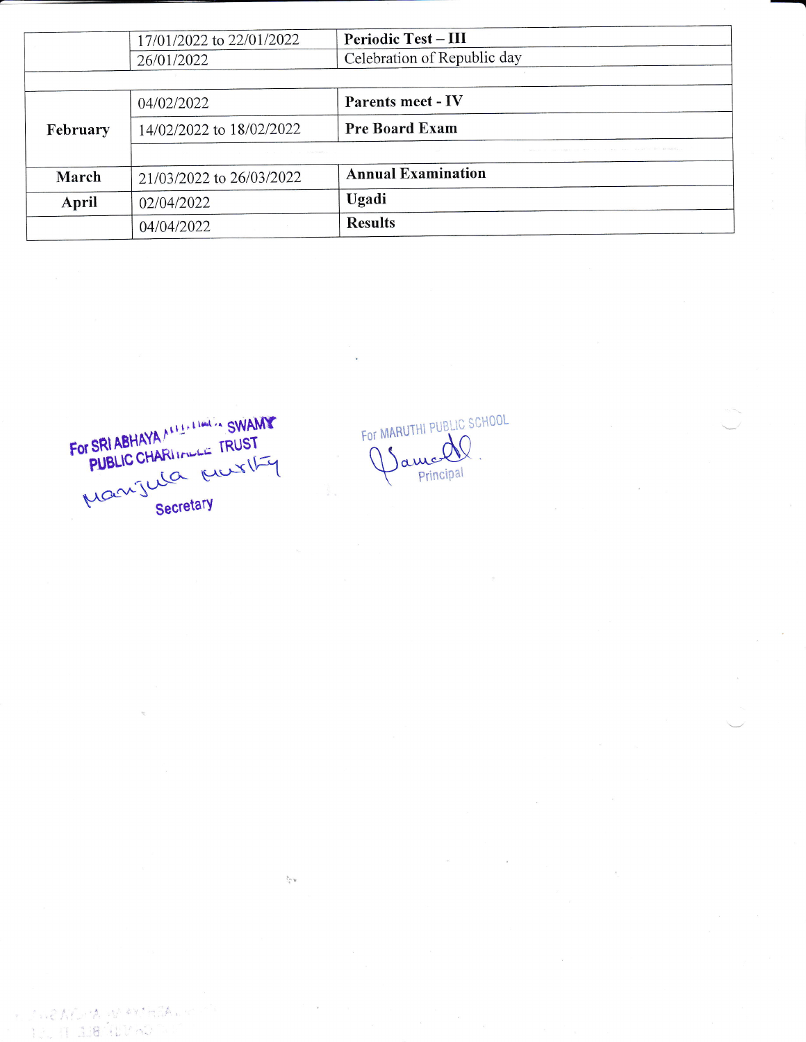| | | |
|---|---|---|
| | 17/01/2022 to 22/01/2022 | **Periodic Test – III** |
| | 26/01/2022 | Celebration of Republic day |
| | | |
| **February** | 04/02/2022 | **Parents meet - IV** |
| | 14/02/2022 to 18/02/2022 | **Pre Board Exam** |
| | | |
| **March** | 21/03/2022 to 26/03/2022 | **Annual Examination** |
| **April** | 02/04/2022 | **Ugadi** |
| | 04/04/2022 | **Results** |

For SRI ABHAYA ... SWAMY PUBLIC CHARITABLE TRUST
Manjula Murthy
Secretary

For MARUTHI PUBLIC SCHOOL
Principal